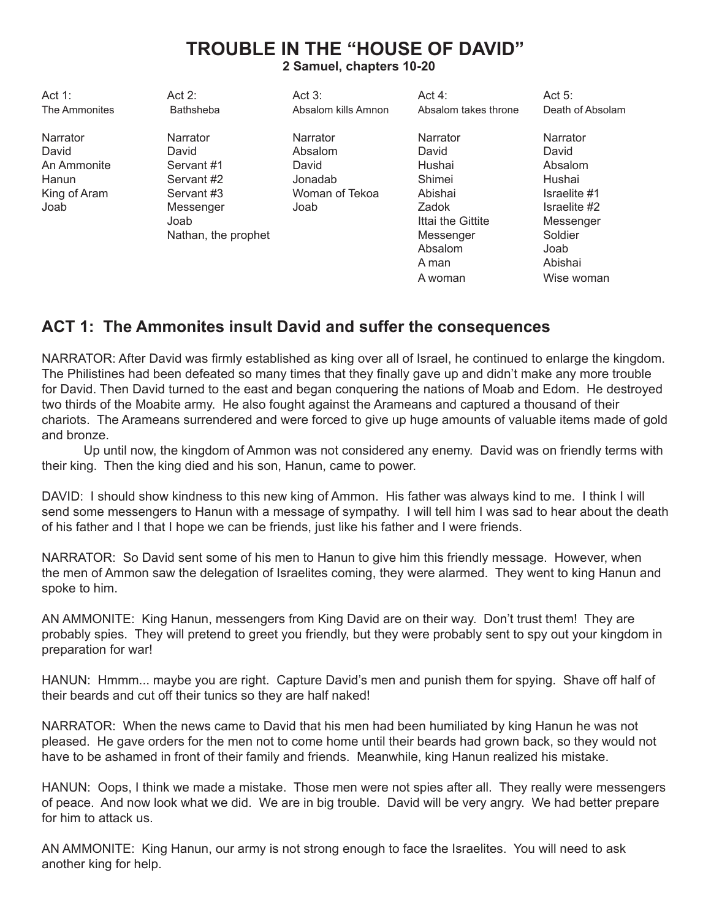# TROUBLE IN THE "HOUSE OF DAVID"

**2 Samuel, chapters 10-20**

| Act 1: The Ammonites | Act 2: Bathsheba | Act 3: Absalom kills Amnon | Act 4: Absalom takes throne | Act 5: Death of Absolam |
|---|---|---|---|---|
| Narrator | Narrator | Narrator | Narrator | Narrator |
| David | David | Absalom | David | David |
| An Ammonite | Servant #1 | David | Hushai | Absalom |
| Hanun | Servant #2 | Jonadab | Shimei | Hushai |
| King of Aram | Servant #3 | Woman of Tekoa | Abishai | Israelite #1 |
| Joab | Messenger | Joab | Zadok | Israelite #2 |
| | Joab | | Ittai the Gittite | Messenger |
| | Nathan, the prophet | | Messenger | Soldier |
| | | | Absalom | Joab |
| | | | A man | Abishai |
| | | | A woman | Wise woman |

## ACT 1: The Ammonites insult David and suffer the consequences

NARRATOR: After David was firmly established as king over all of Israel, he continued to enlarge the kingdom. The Philistines had been defeated so many times that they finally gave up and didn't make any more trouble for David. Then David turned to the east and began conquering the nations of Moab and Edom. He destroyed two thirds of the Moabite army. He also fought against the Arameans and captured a thousand of their chariots. The Arameans surrendered and were forced to give up huge amounts of valuable items made of gold and bronze.

Up until now, the kingdom of Ammon was not considered any enemy. David was on friendly terms with their king. Then the king died and his son, Hanun, came to power.

DAVID: I should show kindness to this new king of Ammon. His father was always kind to me. I think I will send some messengers to Hanun with a message of sympathy. I will tell him I was sad to hear about the death of his father and I that I hope we can be friends, just like his father and I were friends.

NARRATOR: So David sent some of his men to Hanun to give him this friendly message. However, when the men of Ammon saw the delegation of Israelites coming, they were alarmed. They went to king Hanun and spoke to him.

AN AMMONITE: King Hanun, messengers from King David are on their way. Don't trust them! They are probably spies. They will pretend to greet you friendly, but they were probably sent to spy out your kingdom in preparation for war!

HANUN: Hmmm... maybe you are right. Capture David's men and punish them for spying. Shave off half of their beards and cut off their tunics so they are half naked!

NARRATOR: When the news came to David that his men had been humiliated by king Hanun he was not pleased. He gave orders for the men not to come home until their beards had grown back, so they would not have to be ashamed in front of their family and friends. Meanwhile, king Hanun realized his mistake.

HANUN: Oops, I think we made a mistake. Those men were not spies after all. They really were messengers of peace. And now look what we did. We are in big trouble. David will be very angry. We had better prepare for him to attack us.

AN AMMONITE: King Hanun, our army is not strong enough to face the Israelites. You will need to ask another king for help.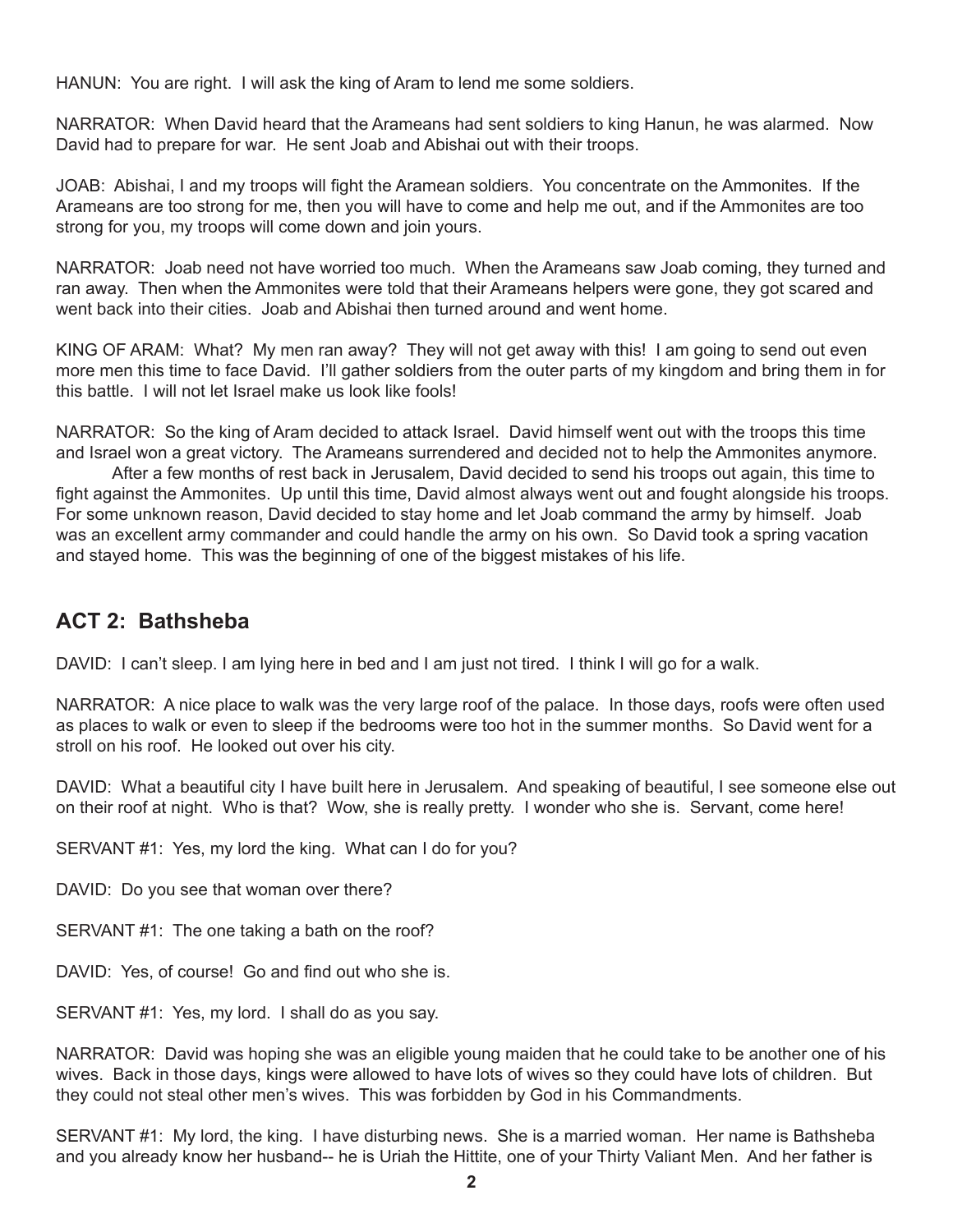HANUN: You are right. I will ask the king of Aram to lend me some soldiers.

NARRATOR: When David heard that the Arameans had sent soldiers to king Hanun, he was alarmed. Now David had to prepare for war. He sent Joab and Abishai out with their troops.

JOAB: Abishai, I and my troops will fight the Aramean soldiers. You concentrate on the Ammonites. If the Arameans are too strong for me, then you will have to come and help me out, and if the Ammonites are too strong for you, my troops will come down and join yours.

NARRATOR: Joab need not have worried too much. When the Arameans saw Joab coming, they turned and ran away. Then when the Ammonites were told that their Arameans helpers were gone, they got scared and went back into their cities. Joab and Abishai then turned around and went home.

KING OF ARAM: What? My men ran away? They will not get away with this! I am going to send out even more men this time to face David. I'll gather soldiers from the outer parts of my kingdom and bring them in for this battle. I will not let Israel make us look like fools!

NARRATOR: So the king of Aram decided to attack Israel. David himself went out with the troops this time and Israel won a great victory. The Arameans surrendered and decided not to help the Ammonites anymore.

After a few months of rest back in Jerusalem, David decided to send his troops out again, this time to fight against the Ammonites. Up until this time, David almost always went out and fought alongside his troops. For some unknown reason, David decided to stay home and let Joab command the army by himself. Joab was an excellent army commander and could handle the army on his own. So David took a spring vacation and stayed home. This was the beginning of one of the biggest mistakes of his life.

## ACT 2: Bathsheba

DAVID: I can't sleep. I am lying here in bed and I am just not tired. I think I will go for a walk.

NARRATOR: A nice place to walk was the very large roof of the palace. In those days, roofs were often used as places to walk or even to sleep if the bedrooms were too hot in the summer months. So David went for a stroll on his roof. He looked out over his city.

DAVID: What a beautiful city I have built here in Jerusalem. And speaking of beautiful, I see someone else out on their roof at night. Who is that? Wow, she is really pretty. I wonder who she is. Servant, come here!

SERVANT #1: Yes, my lord the king. What can I do for you?

DAVID: Do you see that woman over there?

SERVANT #1: The one taking a bath on the roof?

DAVID: Yes, of course! Go and find out who she is.

SERVANT #1: Yes, my lord. I shall do as you say.

NARRATOR: David was hoping she was an eligible young maiden that he could take to be another one of his wives. Back in those days, kings were allowed to have lots of wives so they could have lots of children. But they could not steal other men's wives. This was forbidden by God in his Commandments.

SERVANT #1: My lord, the king. I have disturbing news. She is a married woman. Her name is Bathsheba and you already know her husband-- he is Uriah the Hittite, one of your Thirty Valiant Men. And her father is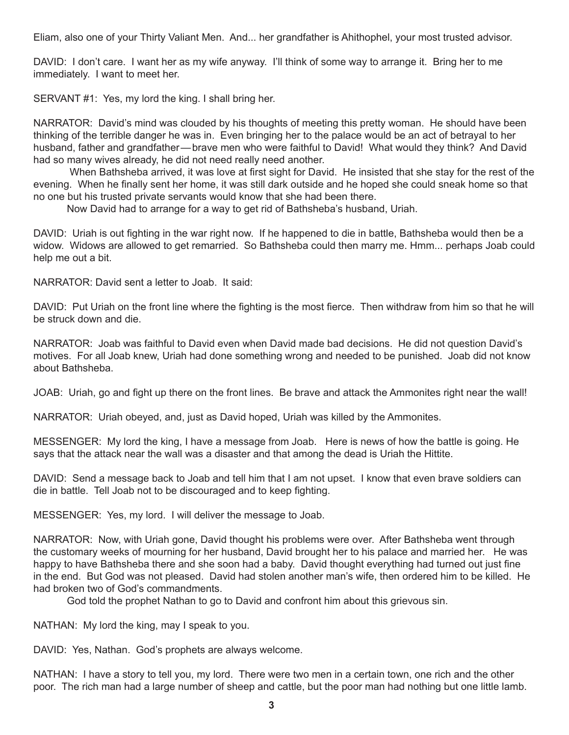Eliam, also one of your Thirty Valiant Men. And... her grandfather is Ahithophel, your most trusted advisor.

DAVID: I don't care. I want her as my wife anyway. I'll think of some way to arrange it. Bring her to me immediately. I want to meet her.

SERVANT #1: Yes, my lord the king. I shall bring her.

NARRATOR: David's mind was clouded by his thoughts of meeting this pretty woman. He should have been thinking of the terrible danger he was in. Even bringing her to the palace would be an act of betrayal to her husband, father and grandfather—brave men who were faithful to David! What would they think? And David had so many wives already, he did not need really need another.

When Bathsheba arrived, it was love at first sight for David. He insisted that she stay for the rest of the evening. When he finally sent her home, it was still dark outside and he hoped she could sneak home so that no one but his trusted private servants would know that she had been there.

Now David had to arrange for a way to get rid of Bathsheba's husband, Uriah.

DAVID: Uriah is out fighting in the war right now. If he happened to die in battle, Bathsheba would then be a widow. Widows are allowed to get remarried. So Bathsheba could then marry me. Hmm... perhaps Joab could help me out a bit.

NARRATOR: David sent a letter to Joab. It said:

DAVID: Put Uriah on the front line where the fighting is the most fierce. Then withdraw from him so that he will be struck down and die.

NARRATOR: Joab was faithful to David even when David made bad decisions. He did not question David's motives. For all Joab knew, Uriah had done something wrong and needed to be punished. Joab did not know about Bathsheba.

JOAB: Uriah, go and fight up there on the front lines. Be brave and attack the Ammonites right near the wall!

NARRATOR: Uriah obeyed, and, just as David hoped, Uriah was killed by the Ammonites.

MESSENGER: My lord the king, I have a message from Joab. Here is news of how the battle is going. He says that the attack near the wall was a disaster and that among the dead is Uriah the Hittite.

DAVID: Send a message back to Joab and tell him that I am not upset. I know that even brave soldiers can die in battle. Tell Joab not to be discouraged and to keep fighting.

MESSENGER: Yes, my lord. I will deliver the message to Joab.

NARRATOR: Now, with Uriah gone, David thought his problems were over. After Bathsheba went through the customary weeks of mourning for her husband, David brought her to his palace and married her. He was happy to have Bathsheba there and she soon had a baby. David thought everything had turned out just fine in the end. But God was not pleased. David had stolen another man's wife, then ordered him to be killed. He had broken two of God's commandments.

God told the prophet Nathan to go to David and confront him about this grievous sin.

NATHAN: My lord the king, may I speak to you.

DAVID: Yes, Nathan. God's prophets are always welcome.

NATHAN: I have a story to tell you, my lord. There were two men in a certain town, one rich and the other poor. The rich man had a large number of sheep and cattle, but the poor man had nothing but one little lamb.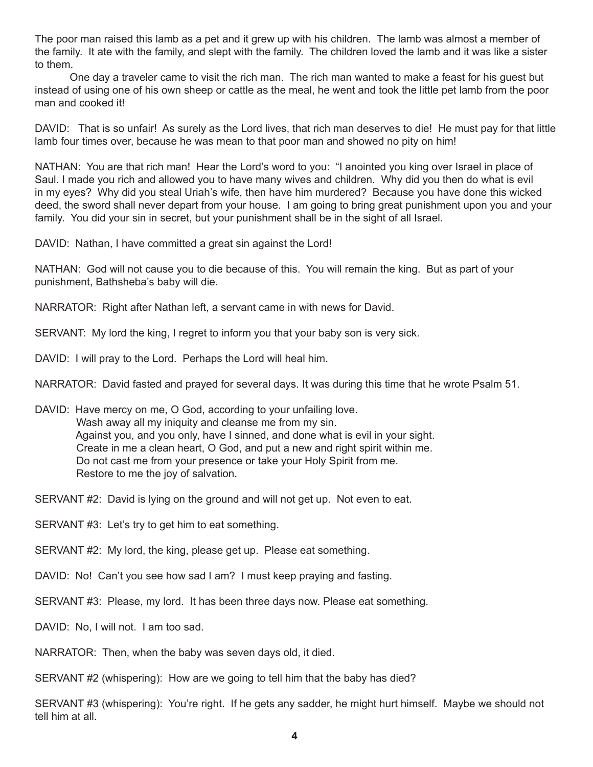The poor man raised this lamb as a pet and it grew up with his children. The lamb was almost a member of the family. It ate with the family, and slept with the family. The children loved the lamb and it was like a sister to them.

One day a traveler came to visit the rich man. The rich man wanted to make a feast for his guest but instead of using one of his own sheep or cattle as the meal, he went and took the little pet lamb from the poor man and cooked it!

DAVID: That is so unfair! As surely as the Lord lives, that rich man deserves to die! He must pay for that little lamb four times over, because he was mean to that poor man and showed no pity on him!

NATHAN: You are that rich man! Hear the Lord's word to you: "I anointed you king over Israel in place of Saul. I made you rich and allowed you to have many wives and children. Why did you then do what is evil in my eyes? Why did you steal Uriah's wife, then have him murdered? Because you have done this wicked deed, the sword shall never depart from your house. I am going to bring great punishment upon you and your family. You did your sin in secret, but your punishment shall be in the sight of all Israel.

DAVID: Nathan, I have committed a great sin against the Lord!

NATHAN: God will not cause you to die because of this. You will remain the king. But as part of your punishment, Bathsheba's baby will die.

NARRATOR: Right after Nathan left, a servant came in with news for David.

SERVANT: My lord the king, I regret to inform you that your baby son is very sick.

DAVID: I will pray to the Lord. Perhaps the Lord will heal him.

NARRATOR: David fasted and prayed for several days. It was during this time that he wrote Psalm 51.

DAVID: Have mercy on me, O God, according to your unfailing love.
Wash away all my iniquity and cleanse me from my sin.
Against you, and you only, have I sinned, and done what is evil in your sight.
Create in me a clean heart, O God, and put a new and right spirit within me.
Do not cast me from your presence or take your Holy Spirit from me.
Restore to me the joy of salvation.

SERVANT #2: David is lying on the ground and will not get up. Not even to eat.

SERVANT #3: Let's try to get him to eat something.

SERVANT #2: My lord, the king, please get up. Please eat something.

DAVID: No! Can't you see how sad I am? I must keep praying and fasting.

SERVANT #3: Please, my lord. It has been three days now. Please eat something.

DAVID: No, I will not. I am too sad.

NARRATOR: Then, when the baby was seven days old, it died.

SERVANT #2 (whispering): How are we going to tell him that the baby has died?

SERVANT #3 (whispering): You're right. If he gets any sadder, he might hurt himself. Maybe we should not tell him at all.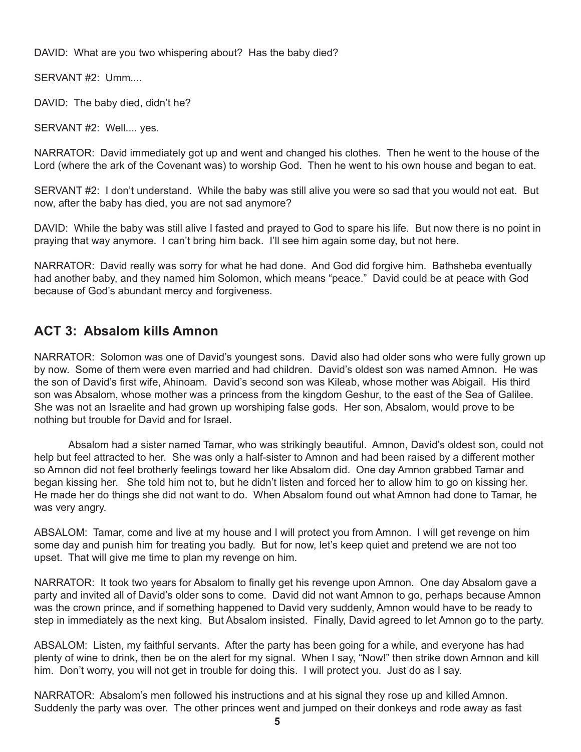DAVID: What are you two whispering about? Has the baby died?

SERVANT #2: Umm....

DAVID: The baby died, didn't he?

SERVANT #2: Well.... yes.

NARRATOR: David immediately got up and went and changed his clothes. Then he went to the house of the Lord (where the ark of the Covenant was) to worship God. Then he went to his own house and began to eat.

SERVANT #2: I don't understand. While the baby was still alive you were so sad that you would not eat. But now, after the baby has died, you are not sad anymore?

DAVID: While the baby was still alive I fasted and prayed to God to spare his life. But now there is no point in praying that way anymore. I can't bring him back. I'll see him again some day, but not here.

NARRATOR: David really was sorry for what he had done. And God did forgive him. Bathsheba eventually had another baby, and they named him Solomon, which means "peace." David could be at peace with God because of God's abundant mercy and forgiveness.

## ACT 3: Absalom kills Amnon

NARRATOR: Solomon was one of David's youngest sons. David also had older sons who were fully grown up by now. Some of them were even married and had children. David's oldest son was named Amnon. He was the son of David's first wife, Ahinoam. David's second son was Kileab, whose mother was Abigail. His third son was Absalom, whose mother was a princess from the kingdom Geshur, to the east of the Sea of Galilee. She was not an Israelite and had grown up worshiping false gods. Her son, Absalom, would prove to be nothing but trouble for David and for Israel.

Absalom had a sister named Tamar, who was strikingly beautiful. Amnon, David's oldest son, could not help but feel attracted to her. She was only a half-sister to Amnon and had been raised by a different mother so Amnon did not feel brotherly feelings toward her like Absalom did. One day Amnon grabbed Tamar and began kissing her. She told him not to, but he didn't listen and forced her to allow him to go on kissing her. He made her do things she did not want to do. When Absalom found out what Amnon had done to Tamar, he was very angry.

ABSALOM: Tamar, come and live at my house and I will protect you from Amnon. I will get revenge on him some day and punish him for treating you badly. But for now, let's keep quiet and pretend we are not too upset. That will give me time to plan my revenge on him.

NARRATOR: It took two years for Absalom to finally get his revenge upon Amnon. One day Absalom gave a party and invited all of David's older sons to come. David did not want Amnon to go, perhaps because Amnon was the crown prince, and if something happened to David very suddenly, Amnon would have to be ready to step in immediately as the next king. But Absalom insisted. Finally, David agreed to let Amnon go to the party.

ABSALOM: Listen, my faithful servants. After the party has been going for a while, and everyone has had plenty of wine to drink, then be on the alert for my signal. When I say, "Now!" then strike down Amnon and kill him. Don't worry, you will not get in trouble for doing this. I will protect you. Just do as I say.

NARRATOR: Absalom's men followed his instructions and at his signal they rose up and killed Amnon. Suddenly the party was over. The other princes went and jumped on their donkeys and rode away as fast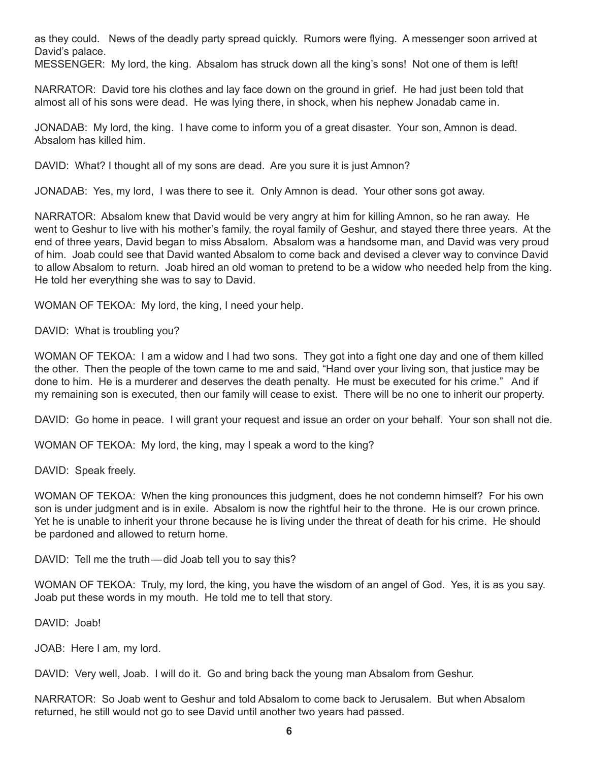as they could. News of the deadly party spread quickly. Rumors were flying. A messenger soon arrived at David's palace.
MESSENGER: My lord, the king. Absalom has struck down all the king's sons! Not one of them is left!

NARRATOR: David tore his clothes and lay face down on the ground in grief. He had just been told that almost all of his sons were dead. He was lying there, in shock, when his nephew Jonadab came in.

JONADAB: My lord, the king. I have come to inform you of a great disaster. Your son, Amnon is dead. Absalom has killed him.

DAVID: What? I thought all of my sons are dead. Are you sure it is just Amnon?

JONADAB: Yes, my lord, I was there to see it. Only Amnon is dead. Your other sons got away.

NARRATOR: Absalom knew that David would be very angry at him for killing Amnon, so he ran away. He went to Geshur to live with his mother's family, the royal family of Geshur, and stayed there three years. At the end of three years, David began to miss Absalom. Absalom was a handsome man, and David was very proud of him. Joab could see that David wanted Absalom to come back and devised a clever way to convince David to allow Absalom to return. Joab hired an old woman to pretend to be a widow who needed help from the king. He told her everything she was to say to David.

WOMAN OF TEKOA: My lord, the king, I need your help.

DAVID: What is troubling you?

WOMAN OF TEKOA: I am a widow and I had two sons. They got into a fight one day and one of them killed the other. Then the people of the town came to me and said, "Hand over your living son, that justice may be done to him. He is a murderer and deserves the death penalty. He must be executed for his crime." And if my remaining son is executed, then our family will cease to exist. There will be no one to inherit our property.

DAVID: Go home in peace. I will grant your request and issue an order on your behalf. Your son shall not die.

WOMAN OF TEKOA: My lord, the king, may I speak a word to the king?

DAVID: Speak freely.

WOMAN OF TEKOA: When the king pronounces this judgment, does he not condemn himself? For his own son is under judgment and is in exile. Absalom is now the rightful heir to the throne. He is our crown prince. Yet he is unable to inherit your throne because he is living under the threat of death for his crime. He should be pardoned and allowed to return home.

DAVID: Tell me the truth — did Joab tell you to say this?

WOMAN OF TEKOA: Truly, my lord, the king, you have the wisdom of an angel of God. Yes, it is as you say. Joab put these words in my mouth. He told me to tell that story.

DAVID: Joab!

JOAB: Here I am, my lord.

DAVID: Very well, Joab. I will do it. Go and bring back the young man Absalom from Geshur.

NARRATOR: So Joab went to Geshur and told Absalom to come back to Jerusalem. But when Absalom returned, he still would not go to see David until another two years had passed.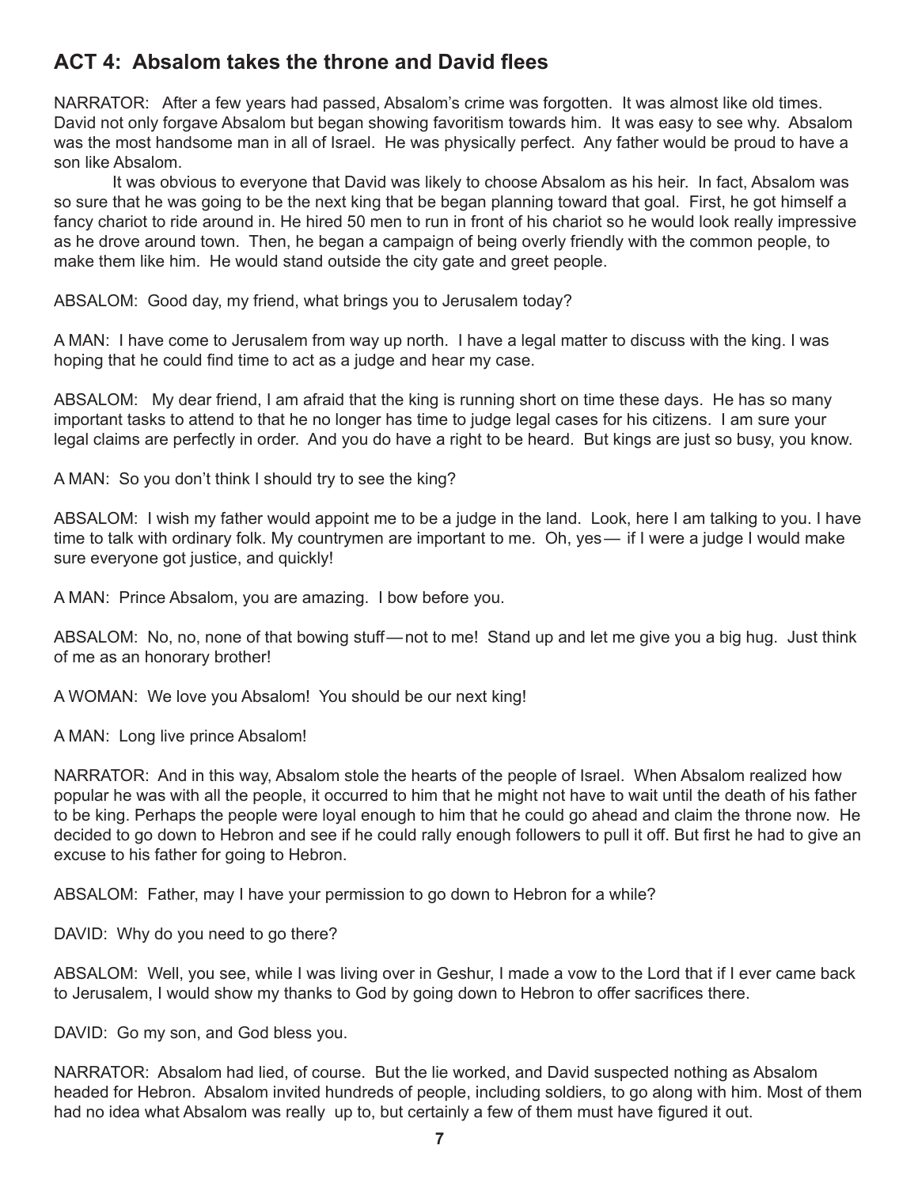## ACT 4: Absalom takes the throne and David flees

NARRATOR: After a few years had passed, Absalom's crime was forgotten. It was almost like old times. David not only forgave Absalom but began showing favoritism towards him. It was easy to see why. Absalom was the most handsome man in all of Israel. He was physically perfect. Any father would be proud to have a son like Absalom.

It was obvious to everyone that David was likely to choose Absalom as his heir. In fact, Absalom was so sure that he was going to be the next king that be began planning toward that goal. First, he got himself a fancy chariot to ride around in. He hired 50 men to run in front of his chariot so he would look really impressive as he drove around town. Then, he began a campaign of being overly friendly with the common people, to make them like him. He would stand outside the city gate and greet people.

ABSALOM: Good day, my friend, what brings you to Jerusalem today?

A MAN: I have come to Jerusalem from way up north. I have a legal matter to discuss with the king. I was hoping that he could find time to act as a judge and hear my case.

ABSALOM: My dear friend, I am afraid that the king is running short on time these days. He has so many important tasks to attend to that he no longer has time to judge legal cases for his citizens. I am sure your legal claims are perfectly in order. And you do have a right to be heard. But kings are just so busy, you know.

A MAN: So you don't think I should try to see the king?

ABSALOM: I wish my father would appoint me to be a judge in the land. Look, here I am talking to you. I have time to talk with ordinary folk. My countrymen are important to me. Oh, yes— if I were a judge I would make sure everyone got justice, and quickly!

A MAN: Prince Absalom, you are amazing. I bow before you.

ABSALOM: No, no, none of that bowing stuff—not to me! Stand up and let me give you a big hug. Just think of me as an honorary brother!

A WOMAN: We love you Absalom! You should be our next king!

A MAN: Long live prince Absalom!

NARRATOR: And in this way, Absalom stole the hearts of the people of Israel. When Absalom realized how popular he was with all the people, it occurred to him that he might not have to wait until the death of his father to be king. Perhaps the people were loyal enough to him that he could go ahead and claim the throne now. He decided to go down to Hebron and see if he could rally enough followers to pull it off. But first he had to give an excuse to his father for going to Hebron.

ABSALOM: Father, may I have your permission to go down to Hebron for a while?

DAVID: Why do you need to go there?

ABSALOM: Well, you see, while I was living over in Geshur, I made a vow to the Lord that if I ever came back to Jerusalem, I would show my thanks to God by going down to Hebron to offer sacrifices there.

DAVID: Go my son, and God bless you.

NARRATOR: Absalom had lied, of course. But the lie worked, and David suspected nothing as Absalom headed for Hebron. Absalom invited hundreds of people, including soldiers, to go along with him. Most of them had no idea what Absalom was really up to, but certainly a few of them must have figured it out.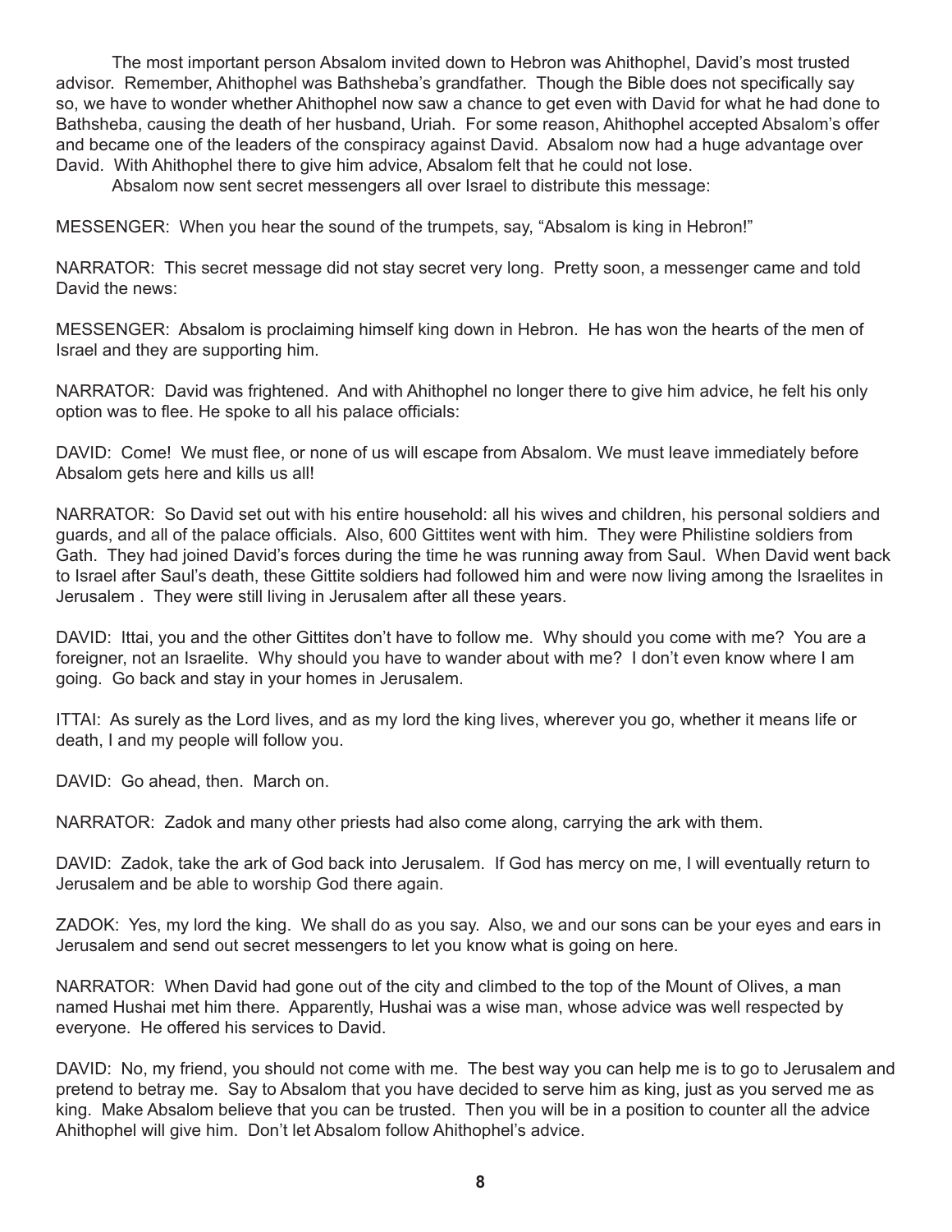The most important person Absalom invited down to Hebron was Ahithophel, David's most trusted advisor. Remember, Ahithophel was Bathsheba's grandfather. Though the Bible does not specifically say so, we have to wonder whether Ahithophel now saw a chance to get even with David for what he had done to Bathsheba, causing the death of her husband, Uriah. For some reason, Ahithophel accepted Absalom's offer and became one of the leaders of the conspiracy against David. Absalom now had a huge advantage over David. With Ahithophel there to give him advice, Absalom felt that he could not lose.

Absalom now sent secret messengers all over Israel to distribute this message:

MESSENGER: When you hear the sound of the trumpets, say, "Absalom is king in Hebron!"

NARRATOR: This secret message did not stay secret very long. Pretty soon, a messenger came and told David the news:

MESSENGER: Absalom is proclaiming himself king down in Hebron. He has won the hearts of the men of Israel and they are supporting him.

NARRATOR: David was frightened. And with Ahithophel no longer there to give him advice, he felt his only option was to flee. He spoke to all his palace officials:

DAVID: Come! We must flee, or none of us will escape from Absalom. We must leave immediately before Absalom gets here and kills us all!

NARRATOR: So David set out with his entire household: all his wives and children, his personal soldiers and guards, and all of the palace officials. Also, 600 Gittites went with him. They were Philistine soldiers from Gath. They had joined David's forces during the time he was running away from Saul. When David went back to Israel after Saul's death, these Gittite soldiers had followed him and were now living among the Israelites in Jerusalem . They were still living in Jerusalem after all these years.

DAVID: Ittai, you and the other Gittites don't have to follow me. Why should you come with me? You are a foreigner, not an Israelite. Why should you have to wander about with me? I don't even know where I am going. Go back and stay in your homes in Jerusalem.

ITTAI: As surely as the Lord lives, and as my lord the king lives, wherever you go, whether it means life or death, I and my people will follow you.

DAVID: Go ahead, then. March on.

NARRATOR: Zadok and many other priests had also come along, carrying the ark with them.

DAVID: Zadok, take the ark of God back into Jerusalem. If God has mercy on me, I will eventually return to Jerusalem and be able to worship God there again.

ZADOK: Yes, my lord the king. We shall do as you say. Also, we and our sons can be your eyes and ears in Jerusalem and send out secret messengers to let you know what is going on here.

NARRATOR: When David had gone out of the city and climbed to the top of the Mount of Olives, a man named Hushai met him there. Apparently, Hushai was a wise man, whose advice was well respected by everyone. He offered his services to David.

DAVID: No, my friend, you should not come with me. The best way you can help me is to go to Jerusalem and pretend to betray me. Say to Absalom that you have decided to serve him as king, just as you served me as king. Make Absalom believe that you can be trusted. Then you will be in a position to counter all the advice Ahithophel will give him. Don't let Absalom follow Ahithophel's advice.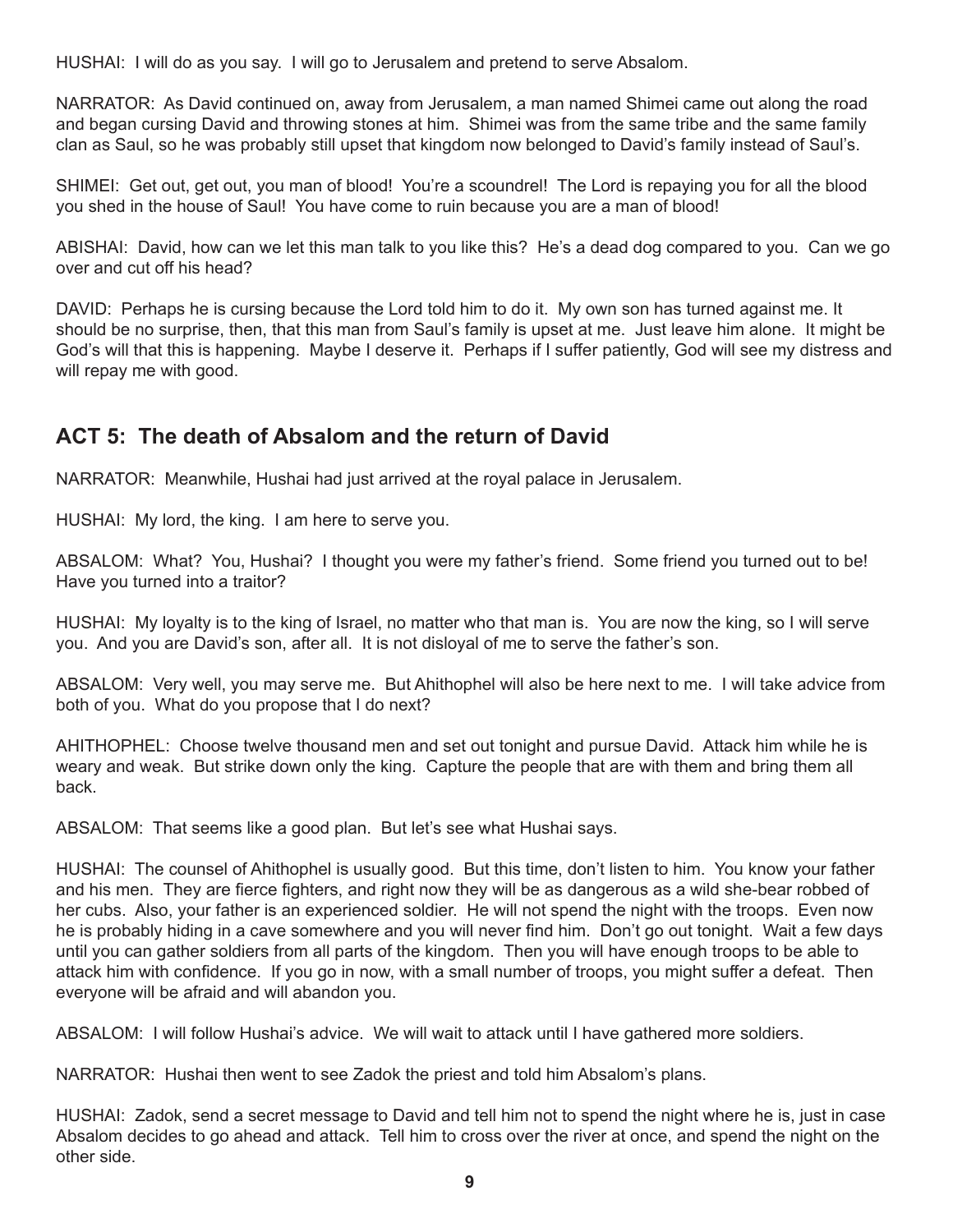HUSHAI: I will do as you say. I will go to Jerusalem and pretend to serve Absalom.

NARRATOR: As David continued on, away from Jerusalem, a man named Shimei came out along the road and began cursing David and throwing stones at him. Shimei was from the same tribe and the same family clan as Saul, so he was probably still upset that kingdom now belonged to David's family instead of Saul's.

SHIMEI: Get out, get out, you man of blood! You're a scoundrel! The Lord is repaying you for all the blood you shed in the house of Saul! You have come to ruin because you are a man of blood!

ABISHAI: David, how can we let this man talk to you like this? He's a dead dog compared to you. Can we go over and cut off his head?

DAVID: Perhaps he is cursing because the Lord told him to do it. My own son has turned against me. It should be no surprise, then, that this man from Saul's family is upset at me. Just leave him alone. It might be God's will that this is happening. Maybe I deserve it. Perhaps if I suffer patiently, God will see my distress and will repay me with good.

## ACT 5: The death of Absalom and the return of David

NARRATOR: Meanwhile, Hushai had just arrived at the royal palace in Jerusalem.

HUSHAI: My lord, the king. I am here to serve you.

ABSALOM: What? You, Hushai? I thought you were my father's friend. Some friend you turned out to be! Have you turned into a traitor?

HUSHAI: My loyalty is to the king of Israel, no matter who that man is. You are now the king, so I will serve you. And you are David's son, after all. It is not disloyal of me to serve the father's son.

ABSALOM: Very well, you may serve me. But Ahithophel will also be here next to me. I will take advice from both of you. What do you propose that I do next?

AHITHOPHEL: Choose twelve thousand men and set out tonight and pursue David. Attack him while he is weary and weak. But strike down only the king. Capture the people that are with them and bring them all back.

ABSALOM: That seems like a good plan. But let's see what Hushai says.

HUSHAI: The counsel of Ahithophel is usually good. But this time, don't listen to him. You know your father and his men. They are fierce fighters, and right now they will be as dangerous as a wild she-bear robbed of her cubs. Also, your father is an experienced soldier. He will not spend the night with the troops. Even now he is probably hiding in a cave somewhere and you will never find him. Don't go out tonight. Wait a few days until you can gather soldiers from all parts of the kingdom. Then you will have enough troops to be able to attack him with confidence. If you go in now, with a small number of troops, you might suffer a defeat. Then everyone will be afraid and will abandon you.

ABSALOM: I will follow Hushai's advice. We will wait to attack until I have gathered more soldiers.

NARRATOR: Hushai then went to see Zadok the priest and told him Absalom's plans.

HUSHAI: Zadok, send a secret message to David and tell him not to spend the night where he is, just in case Absalom decides to go ahead and attack. Tell him to cross over the river at once, and spend the night on the other side.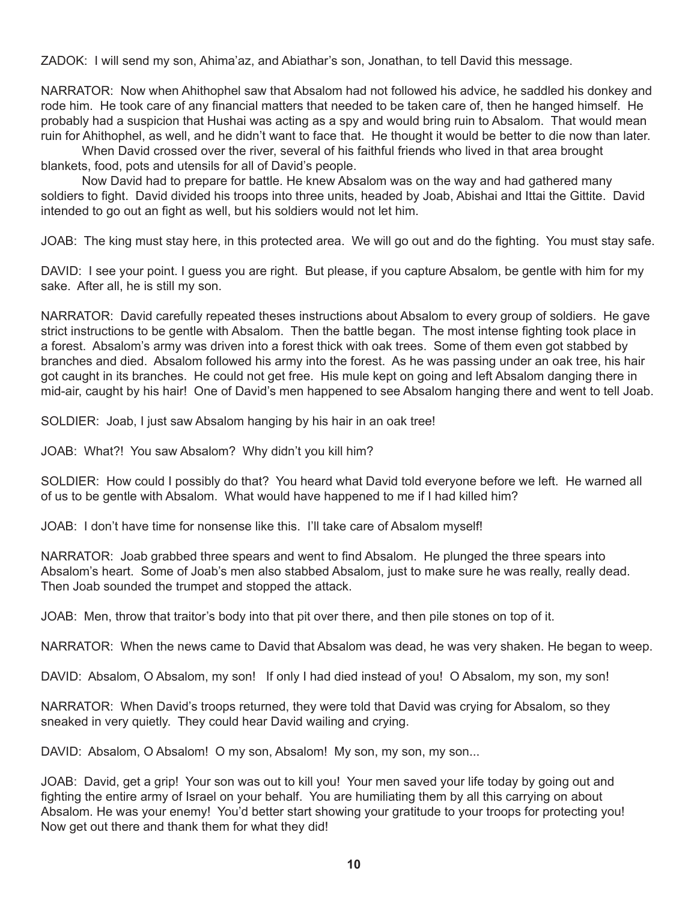ZADOK: I will send my son, Ahima'az, and Abiathar's son, Jonathan, to tell David this message.

NARRATOR: Now when Ahithophel saw that Absalom had not followed his advice, he saddled his donkey and rode him. He took care of any financial matters that needed to be taken care of, then he hanged himself. He probably had a suspicion that Hushai was acting as a spy and would bring ruin to Absalom. That would mean ruin for Ahithophel, as well, and he didn't want to face that. He thought it would be better to die now than later.

When David crossed over the river, several of his faithful friends who lived in that area brought blankets, food, pots and utensils for all of David's people.

Now David had to prepare for battle. He knew Absalom was on the way and had gathered many soldiers to fight. David divided his troops into three units, headed by Joab, Abishai and Ittai the Gittite. David intended to go out an fight as well, but his soldiers would not let him.

JOAB: The king must stay here, in this protected area. We will go out and do the fighting. You must stay safe.

DAVID: I see your point. I guess you are right. But please, if you capture Absalom, be gentle with him for my sake. After all, he is still my son.

NARRATOR: David carefully repeated theses instructions about Absalom to every group of soldiers. He gave strict instructions to be gentle with Absalom. Then the battle began. The most intense fighting took place in a forest. Absalom's army was driven into a forest thick with oak trees. Some of them even got stabbed by branches and died. Absalom followed his army into the forest. As he was passing under an oak tree, his hair got caught in its branches. He could not get free. His mule kept on going and left Absalom danging there in mid-air, caught by his hair! One of David's men happened to see Absalom hanging there and went to tell Joab.

SOLDIER: Joab, I just saw Absalom hanging by his hair in an oak tree!

JOAB: What?! You saw Absalom? Why didn't you kill him?

SOLDIER: How could I possibly do that? You heard what David told everyone before we left. He warned all of us to be gentle with Absalom. What would have happened to me if I had killed him?

JOAB: I don't have time for nonsense like this. I'll take care of Absalom myself!

NARRATOR: Joab grabbed three spears and went to find Absalom. He plunged the three spears into Absalom's heart. Some of Joab's men also stabbed Absalom, just to make sure he was really, really dead. Then Joab sounded the trumpet and stopped the attack.

JOAB: Men, throw that traitor's body into that pit over there, and then pile stones on top of it.

NARRATOR: When the news came to David that Absalom was dead, he was very shaken. He began to weep.

DAVID: Absalom, O Absalom, my son! If only I had died instead of you! O Absalom, my son, my son!

NARRATOR: When David's troops returned, they were told that David was crying for Absalom, so they sneaked in very quietly. They could hear David wailing and crying.

DAVID: Absalom, O Absalom! O my son, Absalom! My son, my son, my son...

JOAB: David, get a grip! Your son was out to kill you! Your men saved your life today by going out and fighting the entire army of Israel on your behalf. You are humiliating them by all this carrying on about Absalom. He was your enemy! You'd better start showing your gratitude to your troops for protecting you! Now get out there and thank them for what they did!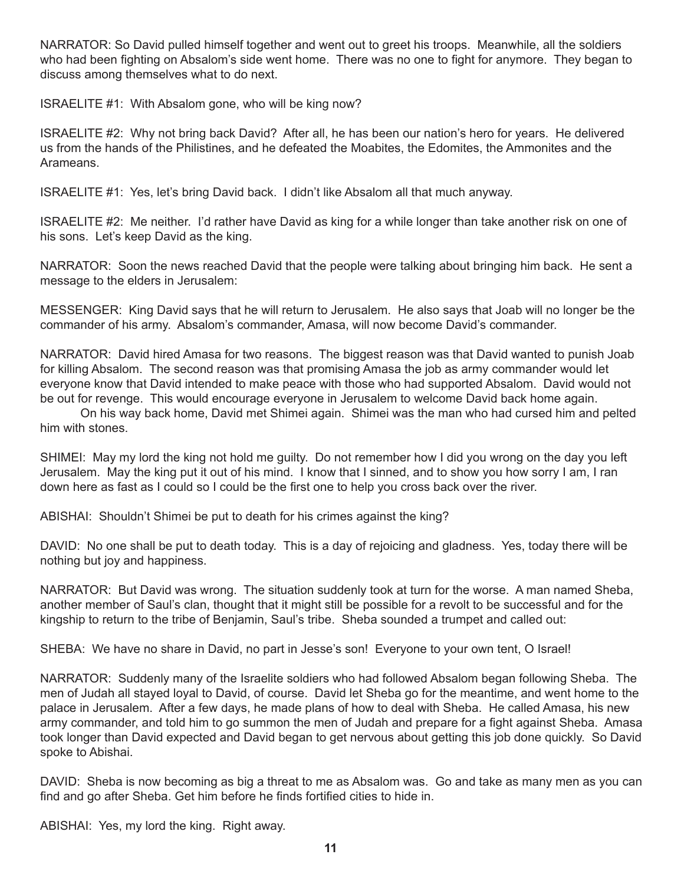NARRATOR: So David pulled himself together and went out to greet his troops. Meanwhile, all the soldiers who had been fighting on Absalom's side went home. There was no one to fight for anymore. They began to discuss among themselves what to do next.

ISRAELITE #1: With Absalom gone, who will be king now?

ISRAELITE #2: Why not bring back David? After all, he has been our nation's hero for years. He delivered us from the hands of the Philistines, and he defeated the Moabites, the Edomites, the Ammonites and the Arameans.

ISRAELITE #1: Yes, let's bring David back. I didn't like Absalom all that much anyway.

ISRAELITE #2: Me neither. I'd rather have David as king for a while longer than take another risk on one of his sons. Let's keep David as the king.

NARRATOR: Soon the news reached David that the people were talking about bringing him back. He sent a message to the elders in Jerusalem:

MESSENGER: King David says that he will return to Jerusalem. He also says that Joab will no longer be the commander of his army. Absalom's commander, Amasa, will now become David's commander.

NARRATOR: David hired Amasa for two reasons. The biggest reason was that David wanted to punish Joab for killing Absalom. The second reason was that promising Amasa the job as army commander would let everyone know that David intended to make peace with those who had supported Absalom. David would not be out for revenge. This would encourage everyone in Jerusalem to welcome David back home again.

On his way back home, David met Shimei again. Shimei was the man who had cursed him and pelted him with stones.

SHIMEI: May my lord the king not hold me guilty. Do not remember how I did you wrong on the day you left Jerusalem. May the king put it out of his mind. I know that I sinned, and to show you how sorry I am, I ran down here as fast as I could so I could be the first one to help you cross back over the river.

ABISHAI: Shouldn't Shimei be put to death for his crimes against the king?

DAVID: No one shall be put to death today. This is a day of rejoicing and gladness. Yes, today there will be nothing but joy and happiness.

NARRATOR: But David was wrong. The situation suddenly took at turn for the worse. A man named Sheba, another member of Saul's clan, thought that it might still be possible for a revolt to be successful and for the kingship to return to the tribe of Benjamin, Saul's tribe. Sheba sounded a trumpet and called out:

SHEBA: We have no share in David, no part in Jesse's son! Everyone to your own tent, O Israel!

NARRATOR: Suddenly many of the Israelite soldiers who had followed Absalom began following Sheba. The men of Judah all stayed loyal to David, of course. David let Sheba go for the meantime, and went home to the palace in Jerusalem. After a few days, he made plans of how to deal with Sheba. He called Amasa, his new army commander, and told him to go summon the men of Judah and prepare for a fight against Sheba. Amasa took longer than David expected and David began to get nervous about getting this job done quickly. So David spoke to Abishai.

DAVID: Sheba is now becoming as big a threat to me as Absalom was. Go and take as many men as you can find and go after Sheba. Get him before he finds fortified cities to hide in.

ABISHAI: Yes, my lord the king. Right away.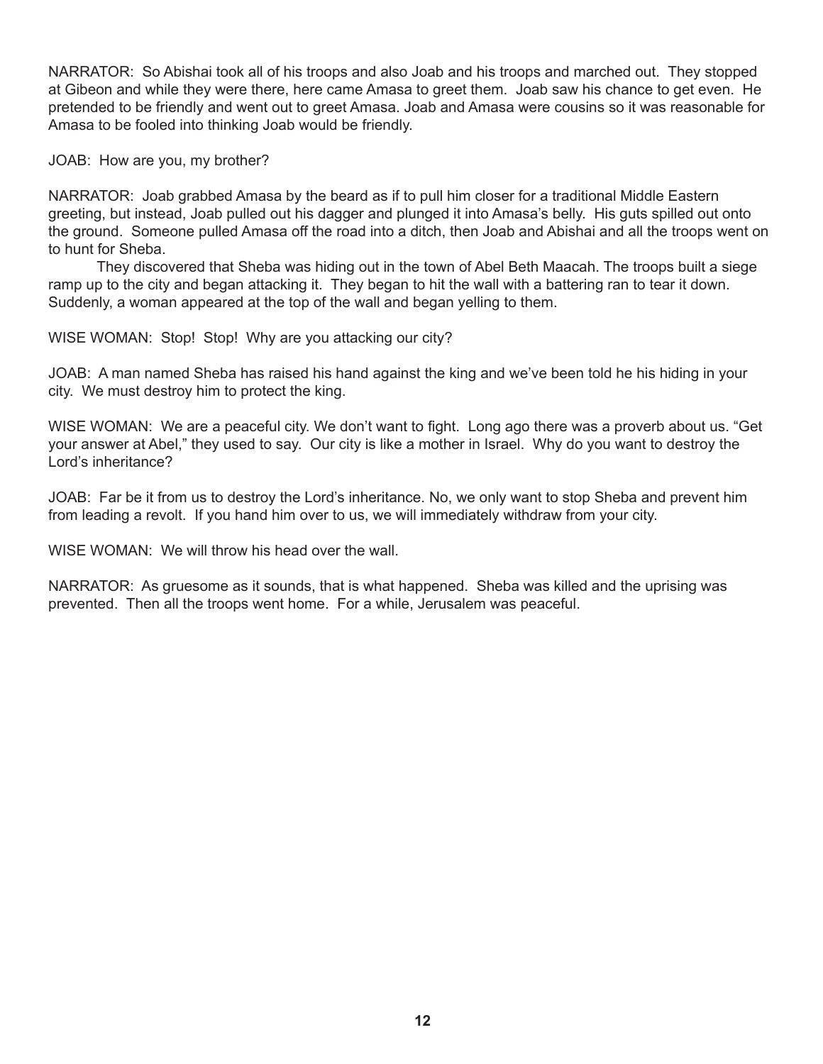NARRATOR: So Abishai took all of his troops and also Joab and his troops and marched out. They stopped at Gibeon and while they were there, here came Amasa to greet them. Joab saw his chance to get even. He pretended to be friendly and went out to greet Amasa. Joab and Amasa were cousins so it was reasonable for Amasa to be fooled into thinking Joab would be friendly.

JOAB: How are you, my brother?

NARRATOR: Joab grabbed Amasa by the beard as if to pull him closer for a traditional Middle Eastern greeting, but instead, Joab pulled out his dagger and plunged it into Amasa's belly. His guts spilled out onto the ground. Someone pulled Amasa off the road into a ditch, then Joab and Abishai and all the troops went on to hunt for Sheba.

They discovered that Sheba was hiding out in the town of Abel Beth Maacah. The troops built a siege ramp up to the city and began attacking it. They began to hit the wall with a battering ran to tear it down. Suddenly, a woman appeared at the top of the wall and began yelling to them.

WISE WOMAN: Stop! Stop! Why are you attacking our city?

JOAB: A man named Sheba has raised his hand against the king and we've been told he his hiding in your city. We must destroy him to protect the king.

WISE WOMAN: We are a peaceful city. We don't want to fight. Long ago there was a proverb about us. "Get your answer at Abel," they used to say. Our city is like a mother in Israel. Why do you want to destroy the Lord's inheritance?

JOAB: Far be it from us to destroy the Lord's inheritance. No, we only want to stop Sheba and prevent him from leading a revolt. If you hand him over to us, we will immediately withdraw from your city.

WISE WOMAN: We will throw his head over the wall.

NARRATOR: As gruesome as it sounds, that is what happened. Sheba was killed and the uprising was prevented. Then all the troops went home. For a while, Jerusalem was peaceful.